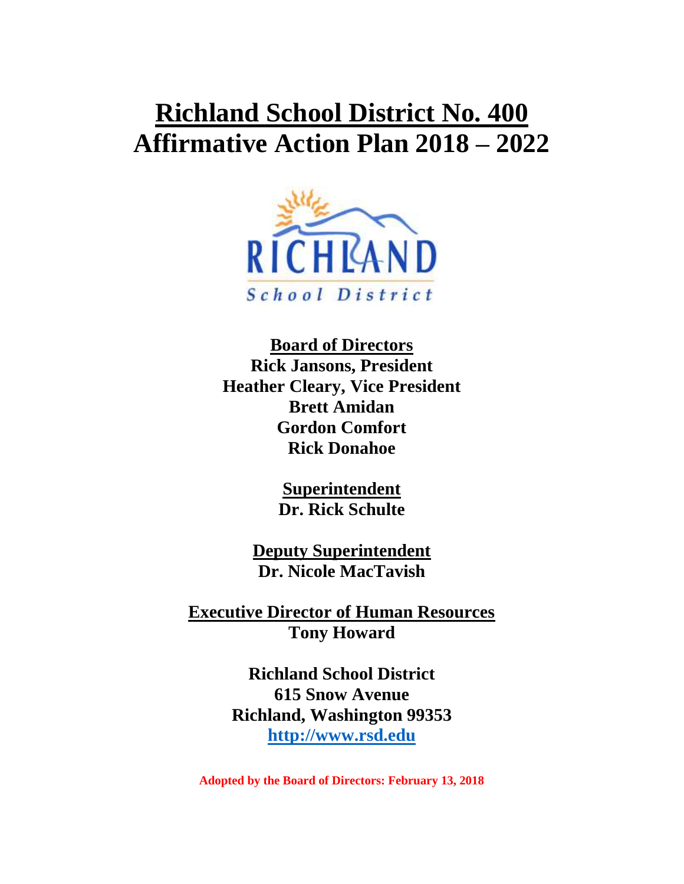# Richland School District No. 400
# Affirmative Action Plan 2018 – 2022

**Board of Directors**
**Rick Jansons, President**
**Heather Cleary, Vice President**
**Brett Amidan**
**Gordon Comfort**
**Rick Donahoe**

**Superintendent**
**Dr. Rick Schulte**

**Deputy Superintendent**
**Dr. Nicole MacTavish**

**Executive Director of Human Resources**
**Tony Howard**

**Richland School District**
**615 Snow Avenue**
**Richland, Washington 99353**
**http://www.rsd.edu**

**Adopted by the Board of Directors: February 13, 2018**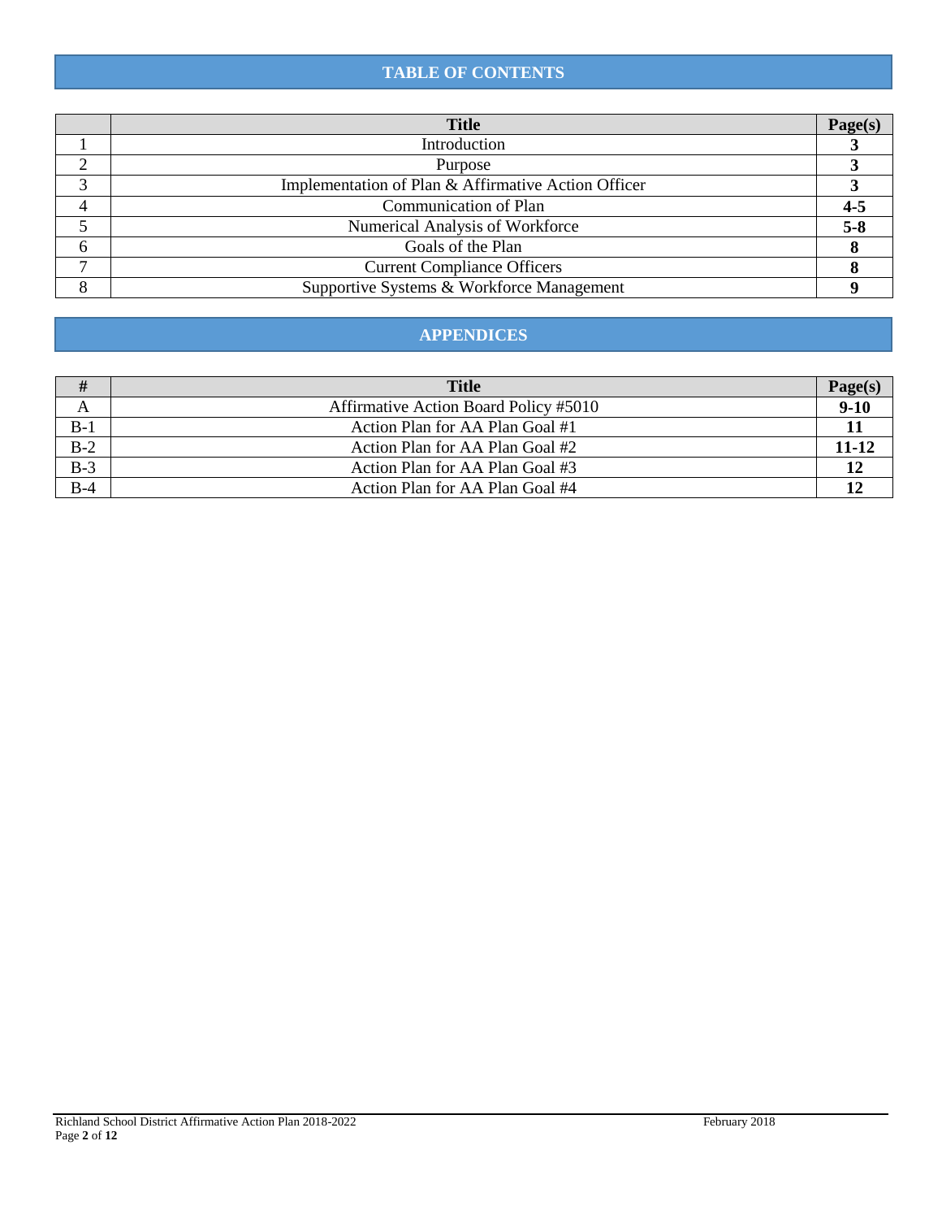## TABLE OF CONTENTS

| | Title | Page(s) |
|---|---|---|
| 1 | Introduction | **3** |
| 2 | Purpose | **3** |
| 3 | Implementation of Plan & Affirmative Action Officer | **3** |
| 4 | Communication of Plan | **4-5** |
| 5 | Numerical Analysis of Workforce | **5-8** |
| 6 | Goals of the Plan | **8** |
| 7 | Current Compliance Officers | **8** |
| 8 | Supportive Systems & Workforce Management | **9** |

## APPENDICES

| # | Title | Page(s) |
|---|---|---|
| A | Affirmative Action Board Policy #5010 | **9-10** |
| B-1 | Action Plan for AA Plan Goal #1 | **11** |
| B-2 | Action Plan for AA Plan Goal #2 | **11-12** |
| B-3 | Action Plan for AA Plan Goal #3 | **12** |
| B-4 | Action Plan for AA Plan Goal #4 | **12** |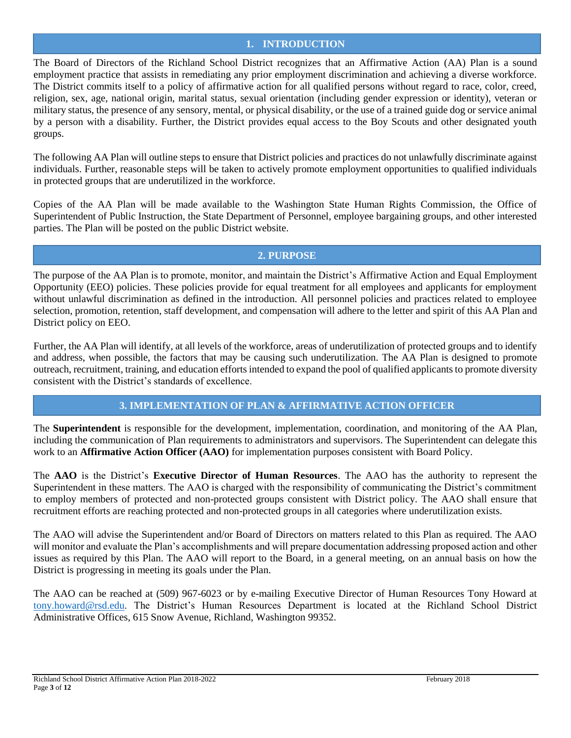## 1. INTRODUCTION

The Board of Directors of the Richland School District recognizes that an Affirmative Action (AA) Plan is a sound employment practice that assists in remediating any prior employment discrimination and achieving a diverse workforce. The District commits itself to a policy of affirmative action for all qualified persons without regard to race, color, creed, religion, sex, age, national origin, marital status, sexual orientation (including gender expression or identity), veteran or military status, the presence of any sensory, mental, or physical disability, or the use of a trained guide dog or service animal by a person with a disability. Further, the District provides equal access to the Boy Scouts and other designated youth groups.

The following AA Plan will outline steps to ensure that District policies and practices do not unlawfully discriminate against individuals. Further, reasonable steps will be taken to actively promote employment opportunities to qualified individuals in protected groups that are underutilized in the workforce.

Copies of the AA Plan will be made available to the Washington State Human Rights Commission, the Office of Superintendent of Public Instruction, the State Department of Personnel, employee bargaining groups, and other interested parties. The Plan will be posted on the public District website.

## 2. PURPOSE

The purpose of the AA Plan is to promote, monitor, and maintain the District's Affirmative Action and Equal Employment Opportunity (EEO) policies. These policies provide for equal treatment for all employees and applicants for employment without unlawful discrimination as defined in the introduction. All personnel policies and practices related to employee selection, promotion, retention, staff development, and compensation will adhere to the letter and spirit of this AA Plan and District policy on EEO.

Further, the AA Plan will identify, at all levels of the workforce, areas of underutilization of protected groups and to identify and address, when possible, the factors that may be causing such underutilization. The AA Plan is designed to promote outreach, recruitment, training, and education efforts intended to expand the pool of qualified applicants to promote diversity consistent with the District's standards of excellence.

## 3. IMPLEMENTATION OF PLAN & AFFIRMATIVE ACTION OFFICER

The **Superintendent** is responsible for the development, implementation, coordination, and monitoring of the AA Plan, including the communication of Plan requirements to administrators and supervisors. The Superintendent can delegate this work to an **Affirmative Action Officer (AAO)** for implementation purposes consistent with Board Policy.

The **AAO** is the District's **Executive Director of Human Resources**. The AAO has the authority to represent the Superintendent in these matters. The AAO is charged with the responsibility of communicating the District's commitment to employ members of protected and non-protected groups consistent with District policy. The AAO shall ensure that recruitment efforts are reaching protected and non-protected groups in all categories where underutilization exists.

The AAO will advise the Superintendent and/or Board of Directors on matters related to this Plan as required. The AAO will monitor and evaluate the Plan's accomplishments and will prepare documentation addressing proposed action and other issues as required by this Plan. The AAO will report to the Board, in a general meeting, on an annual basis on how the District is progressing in meeting its goals under the Plan.

The AAO can be reached at (509) 967-6023 or by e-mailing Executive Director of Human Resources Tony Howard at tony.howard@rsd.edu. The District's Human Resources Department is located at the Richland School District Administrative Offices, 615 Snow Avenue, Richland, Washington 99352.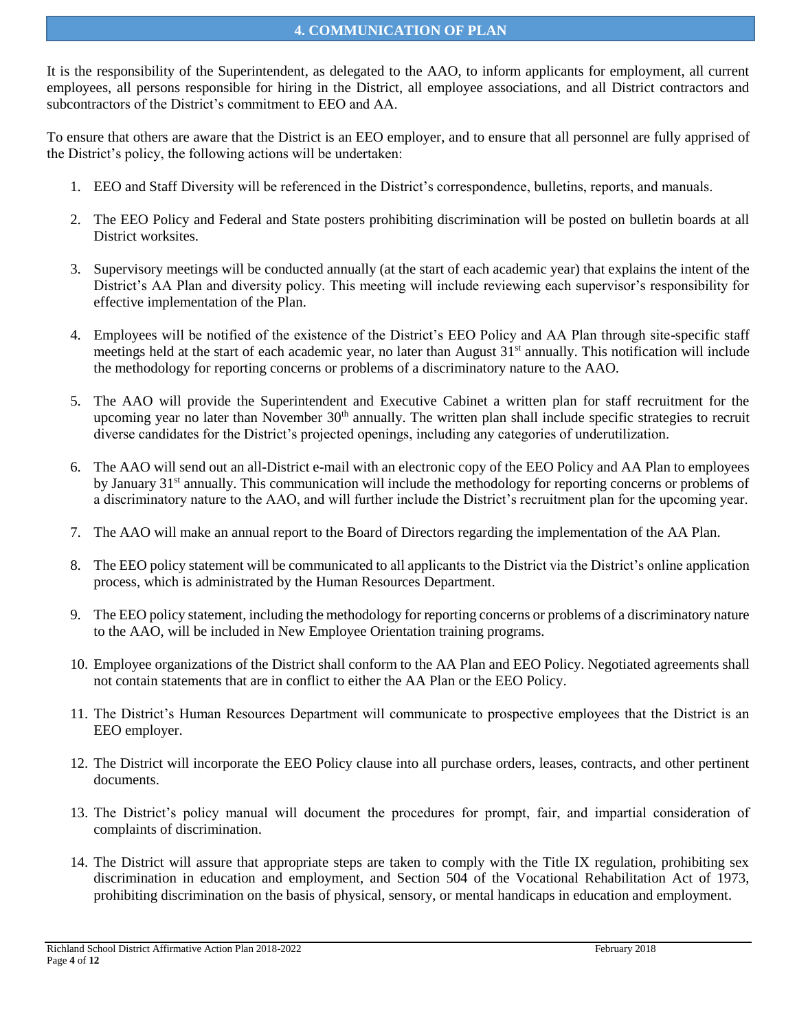## 4. COMMUNICATION OF PLAN

It is the responsibility of the Superintendent, as delegated to the AAO, to inform applicants for employment, all current employees, all persons responsible for hiring in the District, all employee associations, and all District contractors and subcontractors of the District's commitment to EEO and AA.

To ensure that others are aware that the District is an EEO employer, and to ensure that all personnel are fully apprised of the District's policy, the following actions will be undertaken:

1. EEO and Staff Diversity will be referenced in the District's correspondence, bulletins, reports, and manuals.
2. The EEO Policy and Federal and State posters prohibiting discrimination will be posted on bulletin boards at all District worksites.
3. Supervisory meetings will be conducted annually (at the start of each academic year) that explains the intent of the District's AA Plan and diversity policy. This meeting will include reviewing each supervisor's responsibility for effective implementation of the Plan.
4. Employees will be notified of the existence of the District's EEO Policy and AA Plan through site-specific staff meetings held at the start of each academic year, no later than August 31st annually. This notification will include the methodology for reporting concerns or problems of a discriminatory nature to the AAO.
5. The AAO will provide the Superintendent and Executive Cabinet a written plan for staff recruitment for the upcoming year no later than November 30th annually. The written plan shall include specific strategies to recruit diverse candidates for the District's projected openings, including any categories of underutilization.
6. The AAO will send out an all-District e-mail with an electronic copy of the EEO Policy and AA Plan to employees by January 31st annually. This communication will include the methodology for reporting concerns or problems of a discriminatory nature to the AAO, and will further include the District's recruitment plan for the upcoming year.
7. The AAO will make an annual report to the Board of Directors regarding the implementation of the AA Plan.
8. The EEO policy statement will be communicated to all applicants to the District via the District's online application process, which is administrated by the Human Resources Department.
9. The EEO policy statement, including the methodology for reporting concerns or problems of a discriminatory nature to the AAO, will be included in New Employee Orientation training programs.
10. Employee organizations of the District shall conform to the AA Plan and EEO Policy. Negotiated agreements shall not contain statements that are in conflict to either the AA Plan or the EEO Policy.
11. The District's Human Resources Department will communicate to prospective employees that the District is an EEO employer.
12. The District will incorporate the EEO Policy clause into all purchase orders, leases, contracts, and other pertinent documents.
13. The District's policy manual will document the procedures for prompt, fair, and impartial consideration of complaints of discrimination.
14. The District will assure that appropriate steps are taken to comply with the Title IX regulation, prohibiting sex discrimination in education and employment, and Section 504 of the Vocational Rehabilitation Act of 1973, prohibiting discrimination on the basis of physical, sensory, or mental handicaps in education and employment.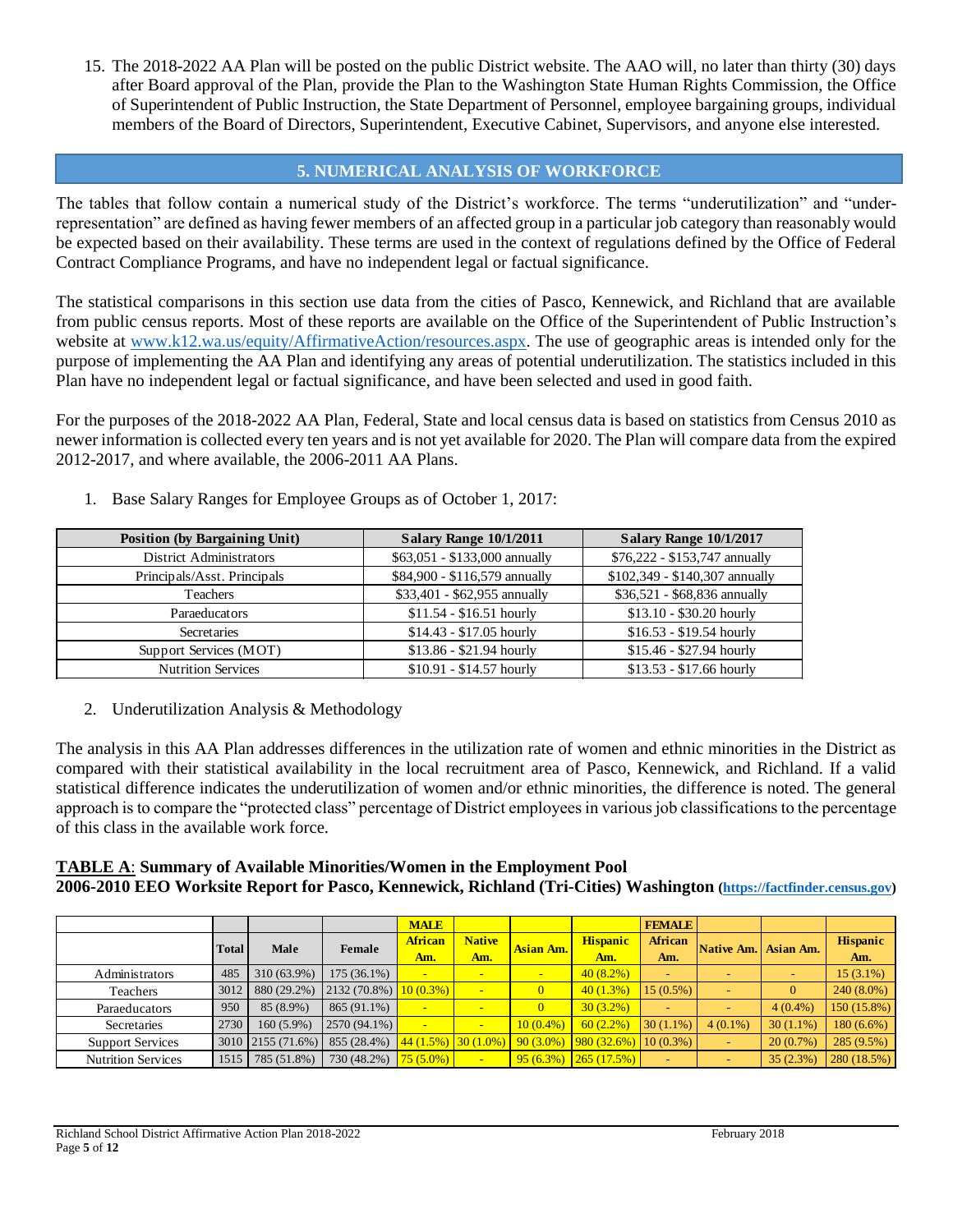15. The 2018-2022 AA Plan will be posted on the public District website. The AAO will, no later than thirty (30) days after Board approval of the Plan, provide the Plan to the Washington State Human Rights Commission, the Office of Superintendent of Public Instruction, the State Department of Personnel, employee bargaining groups, individual members of the Board of Directors, Superintendent, Executive Cabinet, Supervisors, and anyone else interested.

## 5. NUMERICAL ANALYSIS OF WORKFORCE

The tables that follow contain a numerical study of the District's workforce. The terms "underutilization" and "under-representation" are defined as having fewer members of an affected group in a particular job category than reasonably would be expected based on their availability. These terms are used in the context of regulations defined by the Office of Federal Contract Compliance Programs, and have no independent legal or factual significance.

The statistical comparisons in this section use data from the cities of Pasco, Kennewick, and Richland that are available from public census reports. Most of these reports are available on the Office of the Superintendent of Public Instruction's website at www.k12.wa.us/equity/AffirmativeAction/resources.aspx. The use of geographic areas is intended only for the purpose of implementing the AA Plan and identifying any areas of potential underutilization. The statistics included in this Plan have no independent legal or factual significance, and have been selected and used in good faith.

For the purposes of the 2018-2022 AA Plan, Federal, State and local census data is based on statistics from Census 2010 as newer information is collected every ten years and is not yet available for 2020. The Plan will compare data from the expired 2012-2017, and where available, the 2006-2011 AA Plans.

1. Base Salary Ranges for Employee Groups as of October 1, 2017:

| Position (by Bargaining Unit) | Salary Range 10/1/2011 | Salary Range 10/1/2017 |
|---|---|---|
| District Administrators | $63,051 - $133,000 annually | $76,222 - $153,747 annually |
| Principals/Asst. Principals | $84,900 - $116,579 annually | $102,349 - $140,307 annually |
| Teachers | $33,401 - $62,955 annually | $36,521 - $68,836 annually |
| Paraeducators | $11.54 - $16.51 hourly | $13.10 - $30.20 hourly |
| Secretaries | $14.43 - $17.05 hourly | $16.53 - $19.54 hourly |
| Support Services (MOT) | $13.86 - $21.94 hourly | $15.46 - $27.94 hourly |
| Nutrition Services | $10.91 - $14.57 hourly | $13.53 - $17.66 hourly |

2. Underutilization Analysis & Methodology

The analysis in this AA Plan addresses differences in the utilization rate of women and ethnic minorities in the District as compared with their statistical availability in the local recruitment area of Pasco, Kennewick, and Richland. If a valid statistical difference indicates the underutilization of women and/or ethnic minorities, the difference is noted. The general approach is to compare the "protected class" percentage of District employees in various job classifications to the percentage of this class in the available work force.

**TABLE A: Summary of Available Minorities/Women in the Employment Pool**
**2006-2010 EEO Worksite Report for Pasco, Kennewick, Richland (Tri-Cities) Washington (https://factfinder.census.gov)**

| | | | | MALE | | | | FEMALE | | | |
|---|---|---|---|---|---|---|---|---|---|---|---|
| | Total | Male | Female | African Am. | Native Am. | Asian Am. | Hispanic Am. | African Am. | Native Am. | Asian Am. | Hispanic Am. |
| Administrators | 485 | 310 (63.9%) | 175 (36.1%) | - | - | - | 40 (8.2%) | - | - | - | 15 (3.1%) |
| Teachers | 3012 | 880 (29.2%) | 2132 (70.8%) | 10 (0.3%) | - | 0 | 40 (1.3%) | 15 (0.5%) | - | 0 | 240 (8.0%) |
| Paraeducators | 950 | 85 (8.9%) | 865 (91.1%) | - | - | 0 | 30 (3.2%) | - | - | 4 (0.4%) | 150 (15.8%) |
| Secretaries | 2730 | 160 (5.9%) | 2570 (94.1%) | - | - | 10 (0.4%) | 60 (2.2%) | 30 (1.1%) | 4 (0.1%) | 30 (1.1%) | 180 (6.6%) |
| Support Services | 3010 | 2155 (71.6%) | 855 (28.4%) | 44 (1.5%) | 30 (1.0%) | 90 (3.0%) | 980 (32.6%) | 10 (0.3%) | - | 20 (0.7%) | 285 (9.5%) |
| Nutrition Services | 1515 | 785 (51.8%) | 730 (48.2%) | 75 (5.0%) | - | 95 (6.3%) | 265 (17.5%) | - | - | 35 (2.3%) | 280 (18.5%) |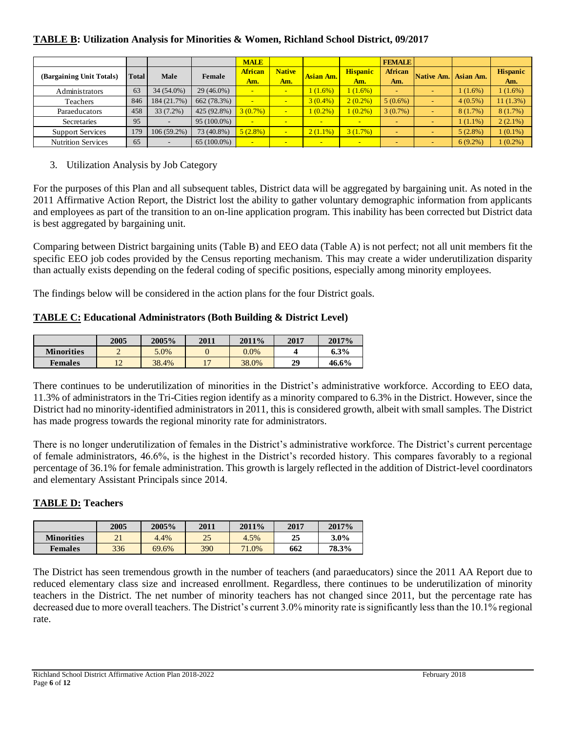**TABLE B: Utilization Analysis for Minorities & Women, Richland School District, 09/2017**

| (Bargaining Unit Totals) | Total | Male | Female | MALE African Am. | Native Am. | Asian Am. | Hispanic Am. | FEMALE African Am. | Native Am. | Asian Am. | Hispanic Am. |
|---|---|---|---|---|---|---|---|---|---|---|---|
| Administrators | 63 | 34 (54.0%) | 29 (46.0%) | - | - | 1 (1.6%) | 1 (1.6%) | - | - | 1 (1.6%) | 1 (1.6%) |
| Teachers | 846 | 184 (21.7%) | 662 (78.3%) | - | - | 3 (0.4%) | 2 (0.2%) | 5 (0.6%) | - | 4 (0.5%) | 11 (1.3%) |
| Paraeducators | 458 | 33 (7.2%) | 425 (92.8%) | 3 (0.7%) | - | 1 (0.2%) | 1 (0.2%) | 3 (0.7%) | - | 8 (1.7%) | 8 (1.7%) |
| Secretaries | 95 | - | 95 (100.0%) | - | - | - | - | - | - | 1 (1.1%) | 2 (2.1%) |
| Support Services | 179 | 106 (59.2%) | 73 (40.8%) | 5 (2.8%) | - | 2 (1.1%) | 3 (1.7%) | - | - | 5 (2.8%) | 1 (0.1%) |
| Nutrition Services | 65 | - | 65 (100.0%) | - | - | - | - | - | - | 6 (9.2%) | 1 (0.2%) |

3. Utilization Analysis by Job Category

For the purposes of this Plan and all subsequent tables, District data will be aggregated by bargaining unit. As noted in the 2011 Affirmative Action Report, the District lost the ability to gather voluntary demographic information from applicants and employees as part of the transition to an on-line application program. This inability has been corrected but District data is best aggregated by bargaining unit.

Comparing between District bargaining units (Table B) and EEO data (Table A) is not perfect; not all unit members fit the specific EEO job codes provided by the Census reporting mechanism. This may create a wider underutilization disparity than actually exists depending on the federal coding of specific positions, especially among minority employees.

The findings below will be considered in the action plans for the four District goals.

**TABLE C: Educational Administrators (Both Building & District Level)**

| | 2005 | 2005% | 2011 | 2011% | 2017 | 2017% |
|---|---|---|---|---|---|---|
| **Minorities** | 2 | 5.0% | 0 | 0.0% | **4** | **6.3%** |
| **Females** | 12 | 38.4% | 17 | 38.0% | **29** | **46.6%** |

There continues to be underutilization of minorities in the District's administrative workforce. According to EEO data, 11.3% of administrators in the Tri-Cities region identify as a minority compared to 6.3% in the District. However, since the District had no minority-identified administrators in 2011, this is considered growth, albeit with small samples. The District has made progress towards the regional minority rate for administrators.

There is no longer underutilization of females in the District's administrative workforce. The District's current percentage of female administrators, 46.6%, is the highest in the District's recorded history. This compares favorably to a regional percentage of 36.1% for female administration. This growth is largely reflected in the addition of District-level coordinators and elementary Assistant Principals since 2014.

**TABLE D: Teachers**

| | 2005 | 2005% | 2011 | 2011% | 2017 | 2017% |
|---|---|---|---|---|---|---|
| **Minorities** | 21 | 4.4% | 25 | 4.5% | **25** | **3.0%** |
| **Females** | 336 | 69.6% | 390 | 71.0% | **662** | **78.3%** |

The District has seen tremendous growth in the number of teachers (and paraeducators) since the 2011 AA Report due to reduced elementary class size and increased enrollment. Regardless, there continues to be underutilization of minority teachers in the District. The net number of minority teachers has not changed since 2011, but the percentage rate has decreased due to more overall teachers. The District's current 3.0% minority rate is significantly less than the 10.1% regional rate.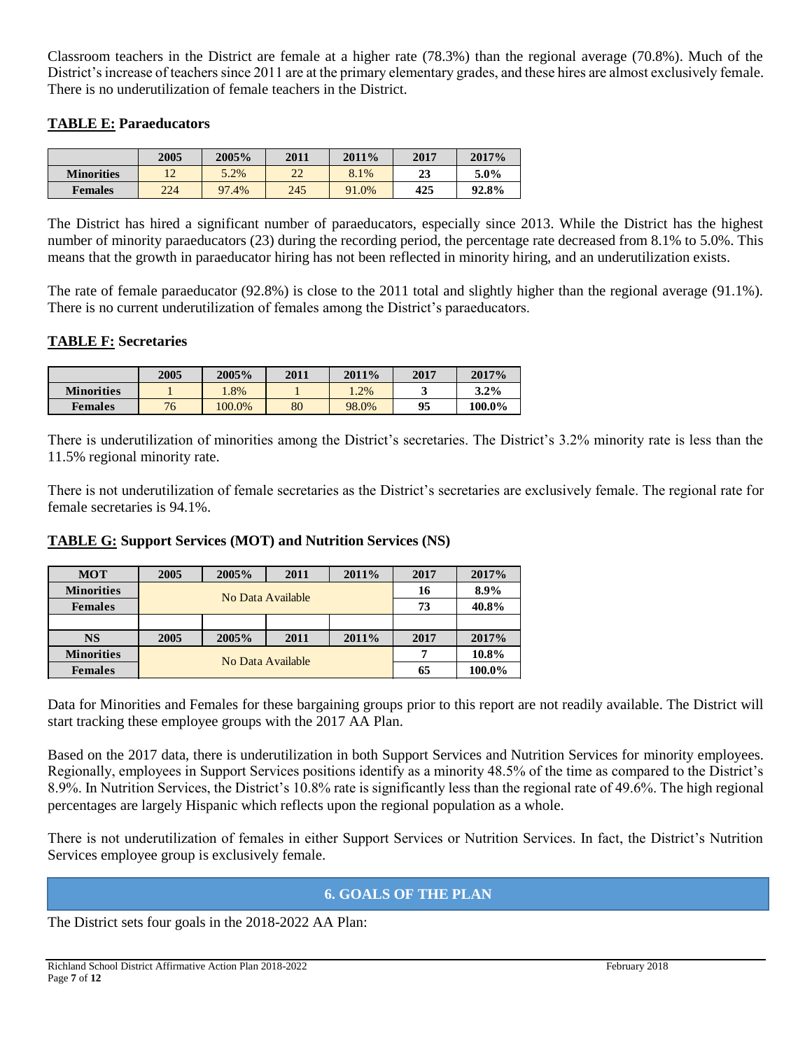Classroom teachers in the District are female at a higher rate (78.3%) than the regional average (70.8%). Much of the District's increase of teachers since 2011 are at the primary elementary grades, and these hires are almost exclusively female. There is no underutilization of female teachers in the District.

### **TABLE E:** Paraeducators

| | 2005 | 2005% | 2011 | 2011% | 2017 | 2017% |
|---|---|---|---|---|---|---|
| **Minorities** | 12 | 5.2% | 22 | 8.1% | **23** | **5.0%** |
| **Females** | 224 | 97.4% | 245 | 91.0% | **425** | **92.8%** |

The District has hired a significant number of paraeducators, especially since 2013. While the District has the highest number of minority paraeducators (23) during the recording period, the percentage rate decreased from 8.1% to 5.0%. This means that the growth in paraeducator hiring has not been reflected in minority hiring, and an underutilization exists.

The rate of female paraeducator (92.8%) is close to the 2011 total and slightly higher than the regional average (91.1%). There is no current underutilization of females among the District's paraeducators.

### **TABLE F:** Secretaries

| | 2005 | 2005% | 2011 | 2011% | 2017 | 2017% |
|---|---|---|---|---|---|---|
| **Minorities** | 1 | 1.8% | 1 | 1.2% | **3** | **3.2%** |
| **Females** | 76 | 100.0% | 80 | 98.0% | **95** | **100.0%** |

There is underutilization of minorities among the District's secretaries. The District's 3.2% minority rate is less than the 11.5% regional minority rate.

There is not underutilization of female secretaries as the District's secretaries are exclusively female. The regional rate for female secretaries is 94.1%.

### **TABLE G:** Support Services (MOT) and Nutrition Services (NS)

| MOT | 2005 | 2005% | 2011 | 2011% | 2017 | 2017% |
|---|---|---|---|---|---|---|
| **Minorities** | No Data Available | | | | **16** | **8.9%** |
| **Females** | | | | | **73** | **40.8%** |
| | | | | | | |
| **NS** | **2005** | **2005%** | **2011** | **2011%** | **2017** | **2017%** |
| **Minorities** | No Data Available | | | | **7** | **10.8%** |
| **Females** | | | | | **65** | **100.0%** |

Data for Minorities and Females for these bargaining groups prior to this report are not readily available. The District will start tracking these employee groups with the 2017 AA Plan.

Based on the 2017 data, there is underutilization in both Support Services and Nutrition Services for minority employees. Regionally, employees in Support Services positions identify as a minority 48.5% of the time as compared to the District's 8.9%. In Nutrition Services, the District's 10.8% rate is significantly less than the regional rate of 49.6%. The high regional percentages are largely Hispanic which reflects upon the regional population as a whole.

There is not underutilization of females in either Support Services or Nutrition Services. In fact, the District's Nutrition Services employee group is exclusively female.

## 6. GOALS OF THE PLAN

The District sets four goals in the 2018-2022 AA Plan: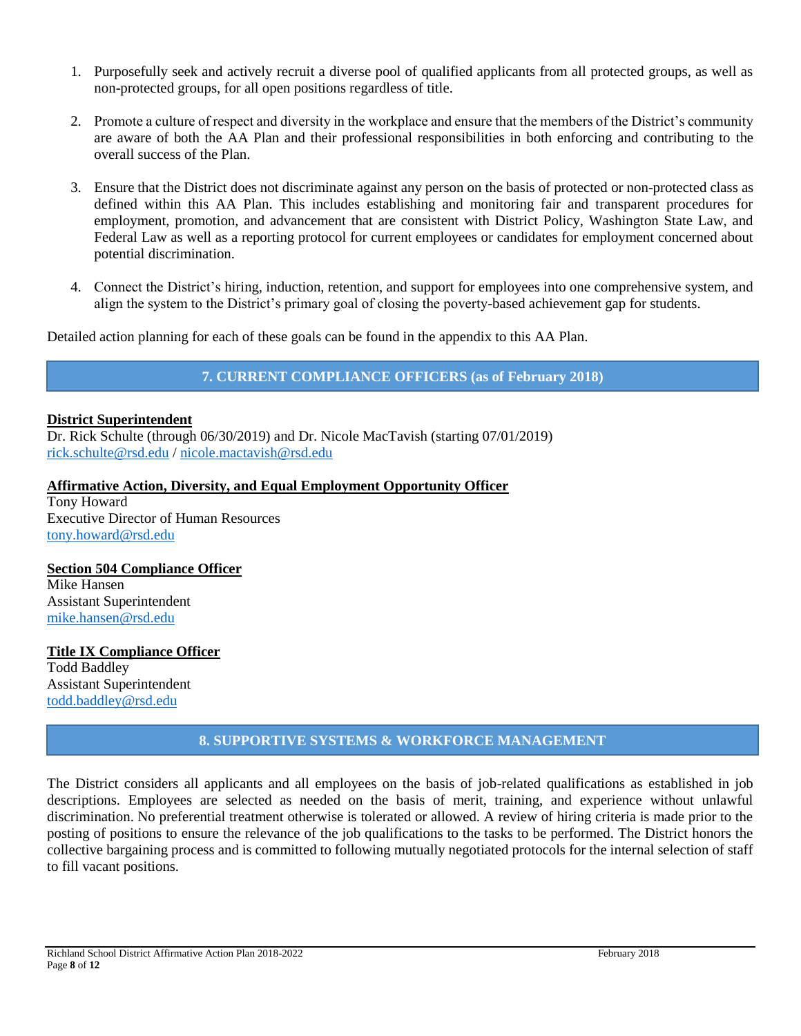1. Purposefully seek and actively recruit a diverse pool of qualified applicants from all protected groups, as well as non-protected groups, for all open positions regardless of title.

2. Promote a culture of respect and diversity in the workplace and ensure that the members of the District's community are aware of both the AA Plan and their professional responsibilities in both enforcing and contributing to the overall success of the Plan.

3. Ensure that the District does not discriminate against any person on the basis of protected or non-protected class as defined within this AA Plan. This includes establishing and monitoring fair and transparent procedures for employment, promotion, and advancement that are consistent with District Policy, Washington State Law, and Federal Law as well as a reporting protocol for current employees or candidates for employment concerned about potential discrimination.

4. Connect the District's hiring, induction, retention, and support for employees into one comprehensive system, and align the system to the District's primary goal of closing the poverty-based achievement gap for students.

Detailed action planning for each of these goals can be found in the appendix to this AA Plan.

## 7. CURRENT COMPLIANCE OFFICERS (as of February 2018)

**District Superintendent**
Dr. Rick Schulte (through 06/30/2019) and Dr. Nicole MacTavish (starting 07/01/2019)
rick.schulte@rsd.edu / nicole.mactavish@rsd.edu

**Affirmative Action, Diversity, and Equal Employment Opportunity Officer**
Tony Howard
Executive Director of Human Resources
tony.howard@rsd.edu

**Section 504 Compliance Officer**
Mike Hansen
Assistant Superintendent
mike.hansen@rsd.edu

**Title IX Compliance Officer**
Todd Baddley
Assistant Superintendent
todd.baddley@rsd.edu

## 8. SUPPORTIVE SYSTEMS & WORKFORCE MANAGEMENT

The District considers all applicants and all employees on the basis of job-related qualifications as established in job descriptions. Employees are selected as needed on the basis of merit, training, and experience without unlawful discrimination. No preferential treatment otherwise is tolerated or allowed. A review of hiring criteria is made prior to the posting of positions to ensure the relevance of the job qualifications to the tasks to be performed. The District honors the collective bargaining process and is committed to following mutually negotiated protocols for the internal selection of staff to fill vacant positions.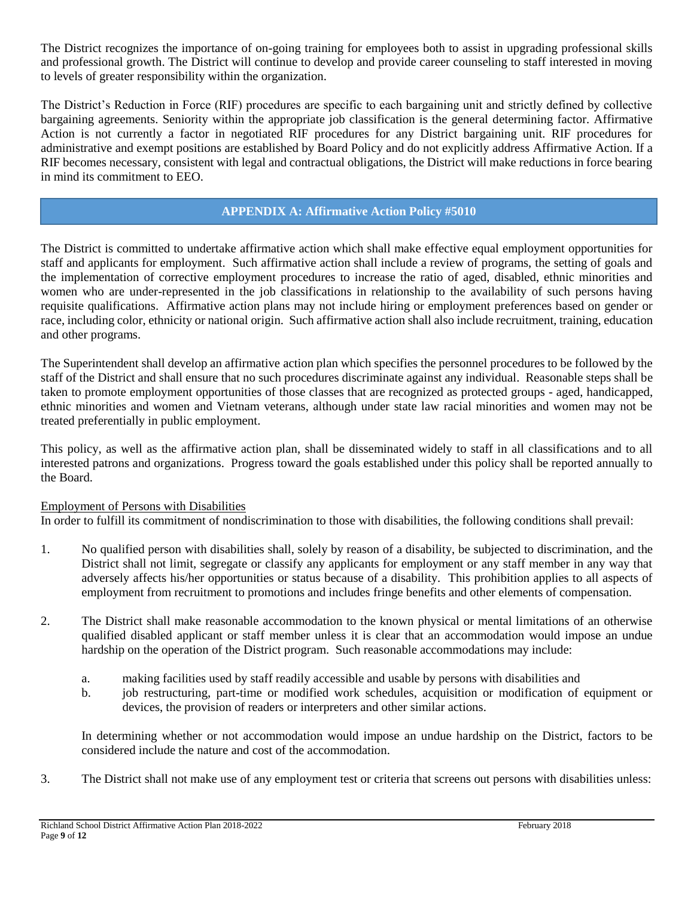The District recognizes the importance of on-going training for employees both to assist in upgrading professional skills and professional growth. The District will continue to develop and provide career counseling to staff interested in moving to levels of greater responsibility within the organization.

The District's Reduction in Force (RIF) procedures are specific to each bargaining unit and strictly defined by collective bargaining agreements. Seniority within the appropriate job classification is the general determining factor. Affirmative Action is not currently a factor in negotiated RIF procedures for any District bargaining unit. RIF procedures for administrative and exempt positions are established by Board Policy and do not explicitly address Affirmative Action. If a RIF becomes necessary, consistent with legal and contractual obligations, the District will make reductions in force bearing in mind its commitment to EEO.

## APPENDIX A: Affirmative Action Policy #5010

The District is committed to undertake affirmative action which shall make effective equal employment opportunities for staff and applicants for employment. Such affirmative action shall include a review of programs, the setting of goals and the implementation of corrective employment procedures to increase the ratio of aged, disabled, ethnic minorities and women who are under-represented in the job classifications in relationship to the availability of such persons having requisite qualifications. Affirmative action plans may not include hiring or employment preferences based on gender or race, including color, ethnicity or national origin. Such affirmative action shall also include recruitment, training, education and other programs.

The Superintendent shall develop an affirmative action plan which specifies the personnel procedures to be followed by the staff of the District and shall ensure that no such procedures discriminate against any individual. Reasonable steps shall be taken to promote employment opportunities of those classes that are recognized as protected groups - aged, handicapped, ethnic minorities and women and Vietnam veterans, although under state law racial minorities and women may not be treated preferentially in public employment.

This policy, as well as the affirmative action plan, shall be disseminated widely to staff in all classifications and to all interested patrons and organizations. Progress toward the goals established under this policy shall be reported annually to the Board.

Employment of Persons with Disabilities

In order to fulfill its commitment of nondiscrimination to those with disabilities, the following conditions shall prevail:

1. No qualified person with disabilities shall, solely by reason of a disability, be subjected to discrimination, and the District shall not limit, segregate or classify any applicants for employment or any staff member in any way that adversely affects his/her opportunities or status because of a disability. This prohibition applies to all aspects of employment from recruitment to promotions and includes fringe benefits and other elements of compensation.

2. The District shall make reasonable accommodation to the known physical or mental limitations of an otherwise qualified disabled applicant or staff member unless it is clear that an accommodation would impose an undue hardship on the operation of the District program. Such reasonable accommodations may include:

   a. making facilities used by staff readily accessible and usable by persons with disabilities and
   b. job restructuring, part-time or modified work schedules, acquisition or modification of equipment or devices, the provision of readers or interpreters and other similar actions.

   In determining whether or not accommodation would impose an undue hardship on the District, factors to be considered include the nature and cost of the accommodation.

3. The District shall not make use of any employment test or criteria that screens out persons with disabilities unless: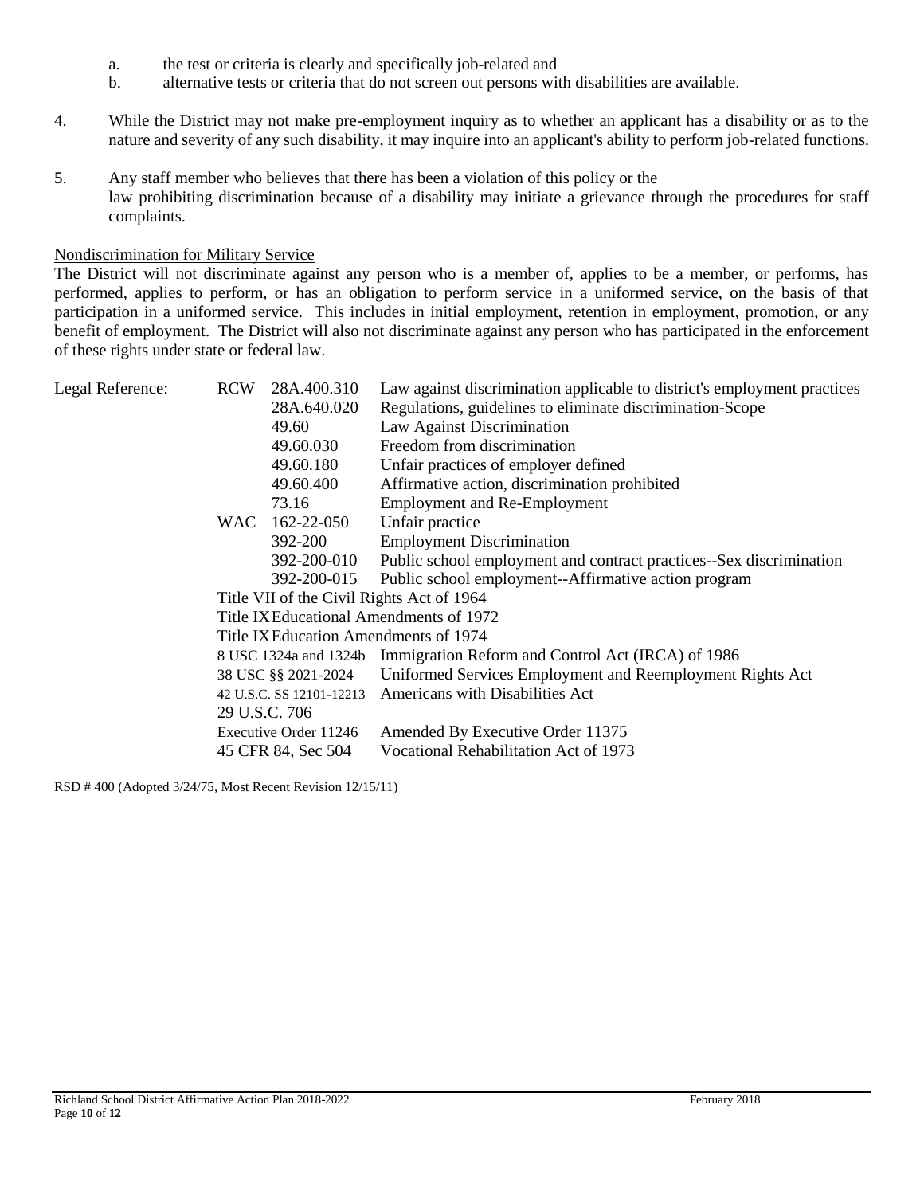a. the test or criteria is clearly and specifically job-related and
b. alternative tests or criteria that do not screen out persons with disabilities are available.

4. While the District may not make pre-employment inquiry as to whether an applicant has a disability or as to the nature and severity of any such disability, it may inquire into an applicant's ability to perform job-related functions.

5. Any staff member who believes that there has been a violation of this policy or the law prohibiting discrimination because of a disability may initiate a grievance through the procedures for staff complaints.

Nondiscrimination for Military Service

The District will not discriminate against any person who is a member of, applies to be a member, or performs, has performed, applies to perform, or has an obligation to perform service in a uniformed service, on the basis of that participation in a uniformed service. This includes in initial employment, retention in employment, promotion, or any benefit of employment. The District will also not discriminate against any person who has participated in the enforcement of these rights under state or federal law.

| Legal Reference: | | | |
|---|---|---|---|
| | RCW | 28A.400.310 | Law against discrimination applicable to district's employment practices |
| | | 28A.640.020 | Regulations, guidelines to eliminate discrimination-Scope |
| | | 49.60 | Law Against Discrimination |
| | | 49.60.030 | Freedom from discrimination |
| | | 49.60.180 | Unfair practices of employer defined |
| | | 49.60.400 | Affirmative action, discrimination prohibited |
| | | 73.16 | Employment and Re-Employment |
| | WAC | 162-22-050 | Unfair practice |
| | | 392-200 | Employment Discrimination |
| | | 392-200-010 | Public school employment and contract practices--Sex discrimination |
| | | 392-200-015 | Public school employment--Affirmative action program |
| | Title VII of the Civil Rights Act of 1964 | | |
| | Title IX Educational Amendments of 1972 | | |
| | Title IX Education Amendments of 1974 | | |
| | 8 USC 1324a and 1324b | | Immigration Reform and Control Act (IRCA) of 1986 |
| | 38 USC §§ 2021-2024 | | Uniformed Services Employment and Reemployment Rights Act |
| | 42 U.S.C. SS 12101-12213 | | Americans with Disabilities Act |
| | 29 U.S.C. 706 | | |
| | Executive Order 11246 | | Amended By Executive Order 11375 |
| | 45 CFR 84, Sec 504 | | Vocational Rehabilitation Act of 1973 |

RSD # 400 (Adopted 3/24/75, Most Recent Revision 12/15/11)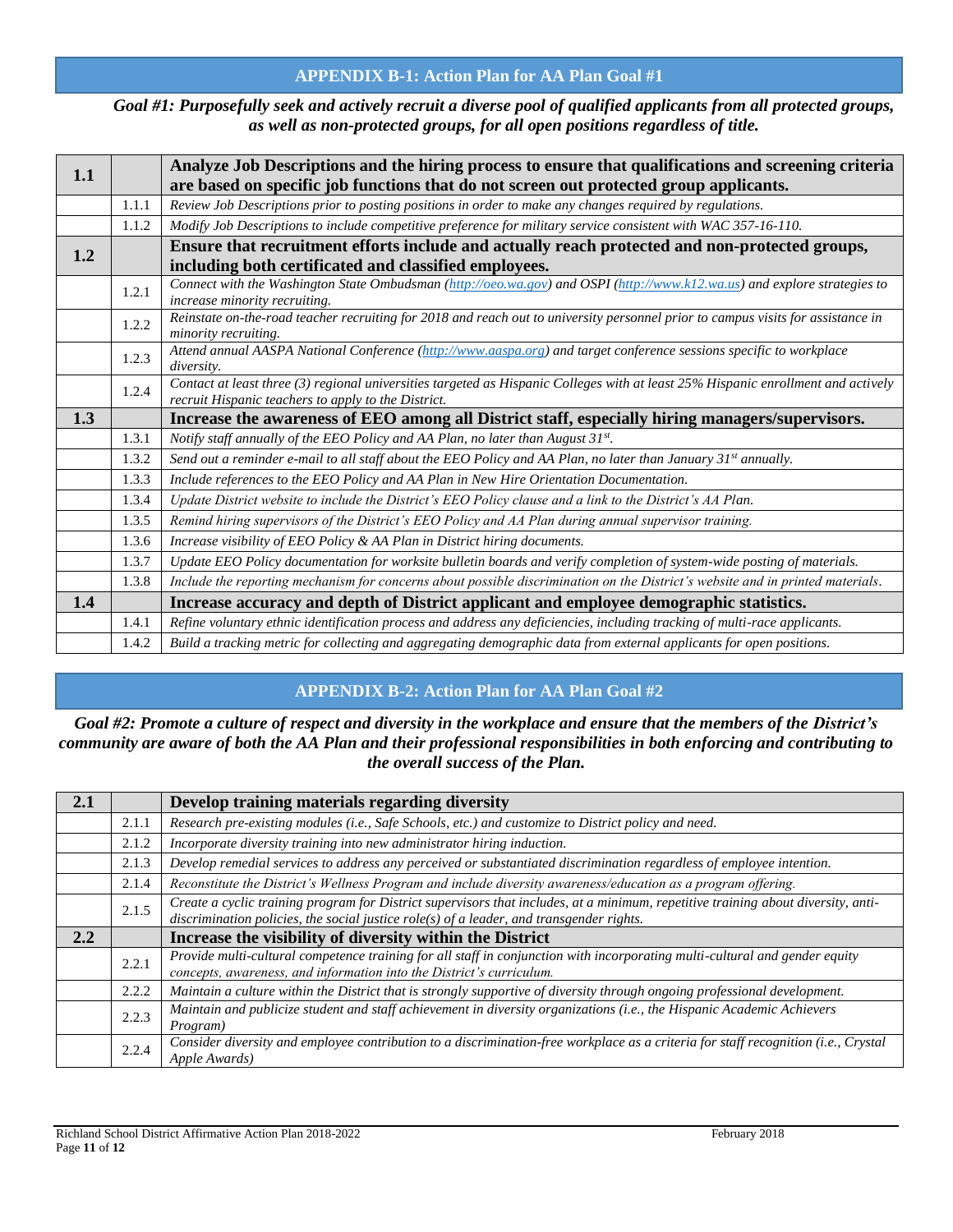## APPENDIX B-1: Action Plan for AA Plan Goal #1

***Goal #1: Purposefully seek and actively recruit a diverse pool of qualified applicants from all protected groups, as well as non-protected groups, for all open positions regardless of title.***

| | | |
|---|---|---|
| **1.1** | | **Analyze Job Descriptions and the hiring process to ensure that qualifications and screening criteria are based on specific job functions that do not screen out protected group applicants.** |
| | 1.1.1 | *Review Job Descriptions prior to posting positions in order to make any changes required by regulations.* |
| | 1.1.2 | *Modify Job Descriptions to include competitive preference for military service consistent with WAC 357-16-110.* |
| **1.2** | | **Ensure that recruitment efforts include and actually reach protected and non-protected groups, including both certificated and classified employees.** |
| | 1.2.1 | *Connect with the Washington State Ombudsman (http://oeo.wa.gov) and OSPI (http://www.k12.wa.us) and explore strategies to increase minority recruiting.* |
| | 1.2.2 | *Reinstate on-the-road teacher recruiting for 2018 and reach out to university personnel prior to campus visits for assistance in minority recruiting.* |
| | 1.2.3 | *Attend annual AASPA National Conference (http://www.aaspa.org) and target conference sessions specific to workplace diversity.* |
| | 1.2.4 | *Contact at least three (3) regional universities targeted as Hispanic Colleges with at least 25% Hispanic enrollment and actively recruit Hispanic teachers to apply to the District.* |
| **1.3** | | **Increase the awareness of EEO among all District staff, especially hiring managers/supervisors.** |
| | 1.3.1 | *Notify staff annually of the EEO Policy and AA Plan, no later than August 31st.* |
| | 1.3.2 | *Send out a reminder e-mail to all staff about the EEO Policy and AA Plan, no later than January 31st annually.* |
| | 1.3.3 | *Include references to the EEO Policy and AA Plan in New Hire Orientation Documentation.* |
| | 1.3.4 | *Update District website to include the District's EEO Policy clause and a link to the District's AA Plan.* |
| | 1.3.5 | *Remind hiring supervisors of the District's EEO Policy and AA Plan during annual supervisor training.* |
| | 1.3.6 | *Increase visibility of EEO Policy & AA Plan in District hiring documents.* |
| | 1.3.7 | *Update EEO Policy documentation for worksite bulletin boards and verify completion of system-wide posting of materials.* |
| | 1.3.8 | *Include the reporting mechanism for concerns about possible discrimination on the District's website and in printed materials.* |
| **1.4** | | **Increase accuracy and depth of District applicant and employee demographic statistics.** |
| | 1.4.1 | *Refine voluntary ethnic identification process and address any deficiencies, including tracking of multi-race applicants.* |
| | 1.4.2 | *Build a tracking metric for collecting and aggregating demographic data from external applicants for open positions.* |

## APPENDIX B-2: Action Plan for AA Plan Goal #2

***Goal #2: Promote a culture of respect and diversity in the workplace and ensure that the members of the District's community are aware of both the AA Plan and their professional responsibilities in both enforcing and contributing to the overall success of the Plan.***

| | | |
|---|---|---|
| **2.1** | | **Develop training materials regarding diversity** |
| | 2.1.1 | *Research pre-existing modules (i.e., Safe Schools, etc.) and customize to District policy and need.* |
| | 2.1.2 | *Incorporate diversity training into new administrator hiring induction.* |
| | 2.1.3 | *Develop remedial services to address any perceived or substantiated discrimination regardless of employee intention.* |
| | 2.1.4 | *Reconstitute the District's Wellness Program and include diversity awareness/education as a program offering.* |
| | 2.1.5 | *Create a cyclic training program for District supervisors that includes, at a minimum, repetitive training about diversity, anti-discrimination policies, the social justice role(s) of a leader, and transgender rights.* |
| **2.2** | | **Increase the visibility of diversity within the District** |
| | 2.2.1 | *Provide multi-cultural competence training for all staff in conjunction with incorporating multi-cultural and gender equity concepts, awareness, and information into the District's curriculum.* |
| | 2.2.2 | *Maintain a culture within the District that is strongly supportive of diversity through ongoing professional development.* |
| | 2.2.3 | *Maintain and publicize student and staff achievement in diversity organizations (i.e., the Hispanic Academic Achievers Program)* |
| | 2.2.4 | *Consider diversity and employee contribution to a discrimination-free workplace as a criteria for staff recognition (i.e., Crystal Apple Awards)* |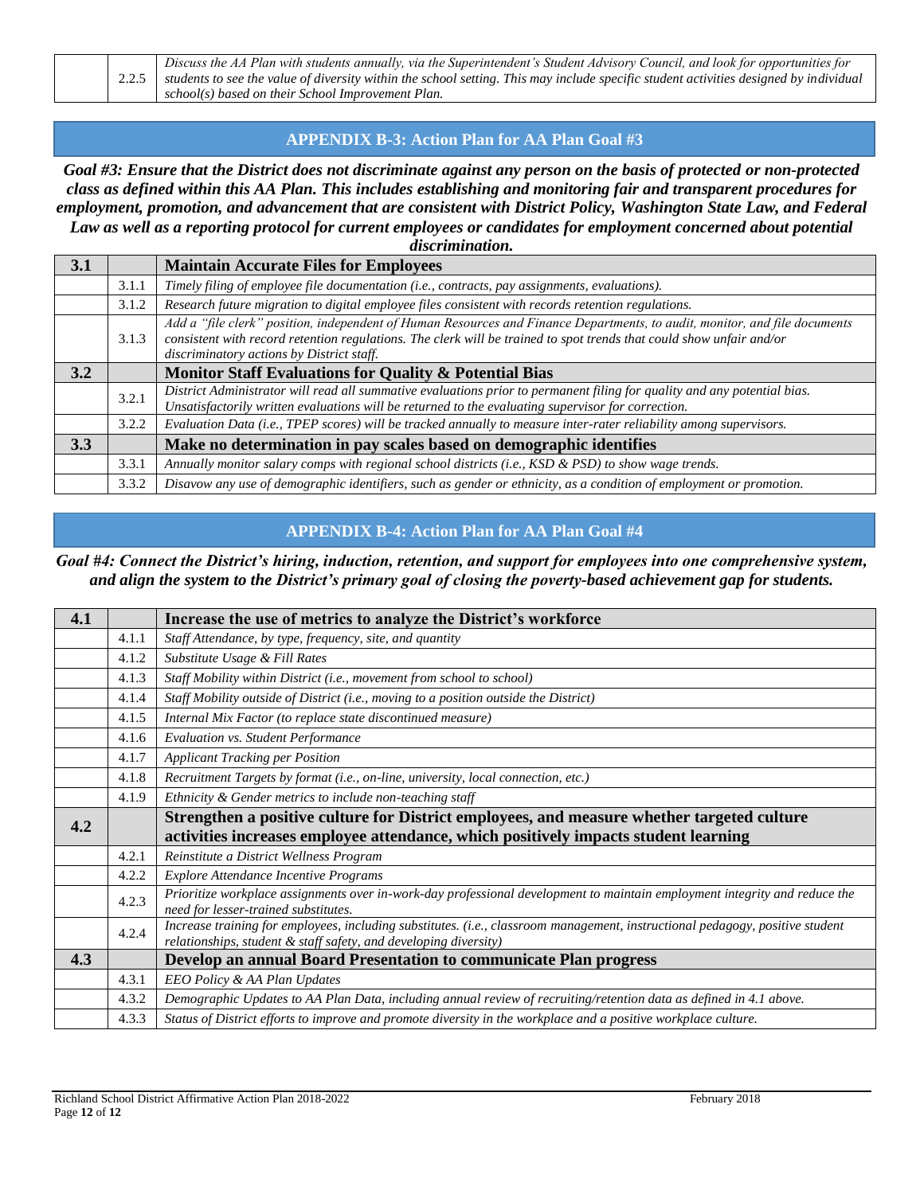| | | |
|---|---|---|
| | 2.2.5 | *Discuss the AA Plan with students annually, via the Superintendent's Student Advisory Council, and look for opportunities for students to see the value of diversity within the school setting. This may include specific student activities designed by individual school(s) based on their School Improvement Plan.* |

## APPENDIX B-3: Action Plan for AA Plan Goal #3

***Goal #3: Ensure that the District does not discriminate against any person on the basis of protected or non-protected class as defined within this AA Plan. This includes establishing and monitoring fair and transparent procedures for employment, promotion, and advancement that are consistent with District Policy, Washington State Law, and Federal Law as well as a reporting protocol for current employees or candidates for employment concerned about potential discrimination.***

| | | |
|---|---|---|
| **3.1** | | **Maintain Accurate Files for Employees** |
| | 3.1.1 | *Timely filing of employee file documentation (i.e., contracts, pay assignments, evaluations).* |
| | 3.1.2 | *Research future migration to digital employee files consistent with records retention regulations.* |
| | 3.1.3 | *Add a "file clerk" position, independent of Human Resources and Finance Departments, to audit, monitor, and file documents consistent with record retention regulations. The clerk will be trained to spot trends that could show unfair and/or discriminatory actions by District staff.* |
| **3.2** | | **Monitor Staff Evaluations for Quality & Potential Bias** |
| | 3.2.1 | *District Administrator will read all summative evaluations prior to permanent filing for quality and any potential bias. Unsatisfactorily written evaluations will be returned to the evaluating supervisor for correction.* |
| | 3.2.2 | *Evaluation Data (i.e., TPEP scores) will be tracked annually to measure inter-rater reliability among supervisors.* |
| **3.3** | | **Make no determination in pay scales based on demographic identifies** |
| | 3.3.1 | *Annually monitor salary comps with regional school districts (i.e., KSD & PSD) to show wage trends.* |
| | 3.3.2 | *Disavow any use of demographic identifiers, such as gender or ethnicity, as a condition of employment or promotion.* |

## APPENDIX B-4: Action Plan for AA Plan Goal #4

***Goal #4: Connect the District's hiring, induction, retention, and support for employees into one comprehensive system, and align the system to the District's primary goal of closing the poverty-based achievement gap for students.***

| | | |
|---|---|---|
| **4.1** | | **Increase the use of metrics to analyze the District's workforce** |
| | 4.1.1 | *Staff Attendance, by type, frequency, site, and quantity* |
| | 4.1.2 | *Substitute Usage & Fill Rates* |
| | 4.1.3 | *Staff Mobility within District (i.e., movement from school to school)* |
| | 4.1.4 | *Staff Mobility outside of District (i.e., moving to a position outside the District)* |
| | 4.1.5 | *Internal Mix Factor (to replace state discontinued measure)* |
| | 4.1.6 | *Evaluation vs. Student Performance* |
| | 4.1.7 | *Applicant Tracking per Position* |
| | 4.1.8 | *Recruitment Targets by format (i.e., on-line, university, local connection, etc.)* |
| | 4.1.9 | *Ethnicity & Gender metrics to include non-teaching staff* |
| **4.2** | | **Strengthen a positive culture for District employees, and measure whether targeted culture activities increases employee attendance, which positively impacts student learning** |
| | 4.2.1 | *Reinstitute a District Wellness Program* |
| | 4.2.2 | *Explore Attendance Incentive Programs* |
| | 4.2.3 | *Prioritize workplace assignments over in-work-day professional development to maintain employment integrity and reduce the need for lesser-trained substitutes.* |
| | 4.2.4 | *Increase training for employees, including substitutes. (i.e., classroom management, instructional pedagogy, positive student relationships, student & staff safety, and developing diversity)* |
| **4.3** | | **Develop an annual Board Presentation to communicate Plan progress** |
| | 4.3.1 | *EEO Policy & AA Plan Updates* |
| | 4.3.2 | *Demographic Updates to AA Plan Data, including annual review of recruiting/retention data as defined in 4.1 above.* |
| | 4.3.3 | *Status of District efforts to improve and promote diversity in the workplace and a positive workplace culture.* |